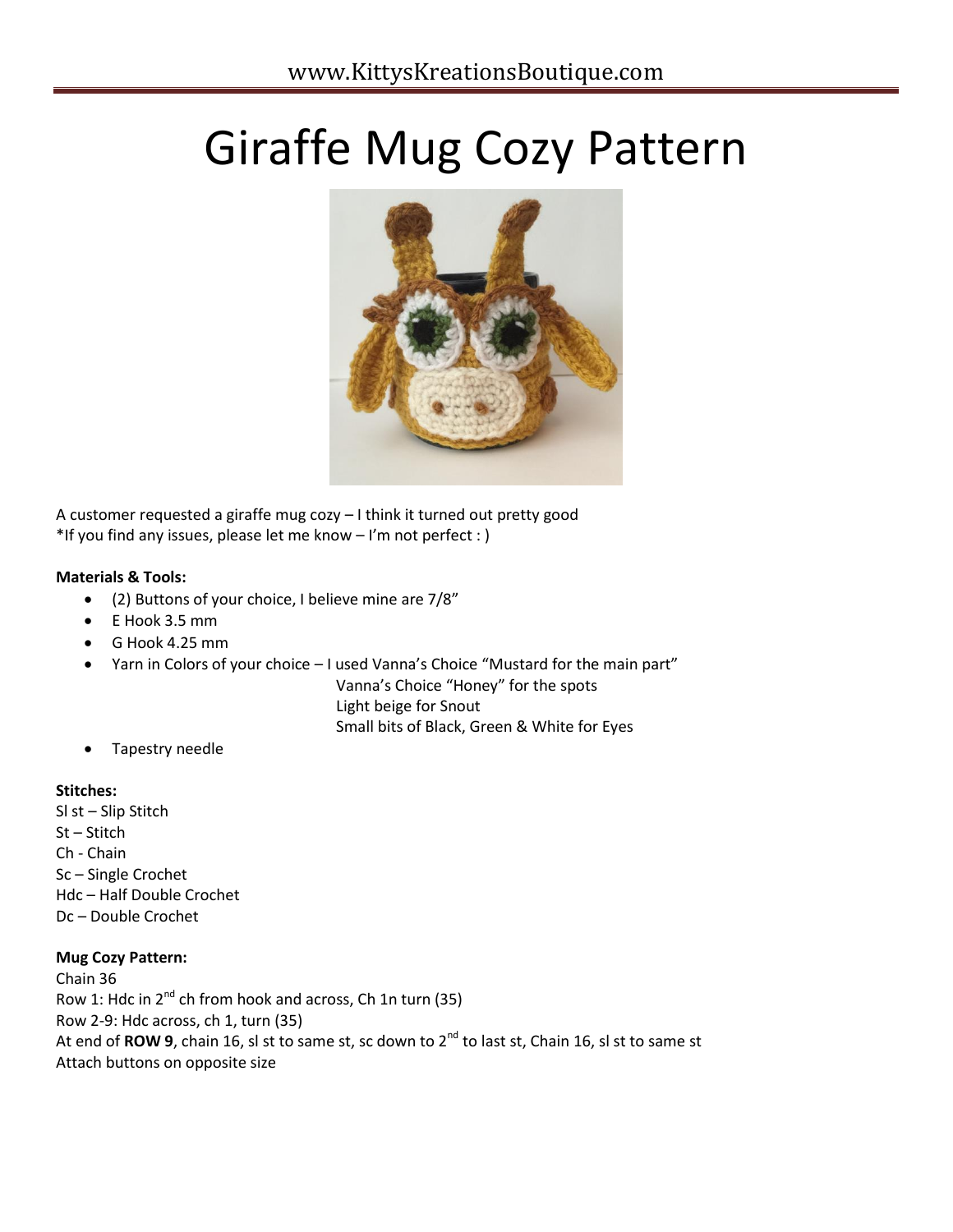# Giraffe Mug Cozy Pattern

A customer requested a giraffe mug cozy – I think it turned out pretty good
*If you find any issues, please let me know – I'm not perfect : )

**Materials & Tools:**

- (2) Buttons of your choice, I believe mine are 7/8"
- E Hook 3.5 mm
- G Hook 4.25 mm
- Yarn in Colors of your choice – I used Vanna's Choice "Mustard for the main part"
  Vanna's Choice "Honey" for the spots
  Light beige for Snout
  Small bits of Black, Green & White for Eyes
- Tapestry needle

**Stitches:**
Sl st – Slip Stitch
St – Stitch
Ch - Chain
Sc – Single Crochet
Hdc – Half Double Crochet
Dc – Double Crochet

**Mug Cozy Pattern:**
Chain 36
Row 1: Hdc in 2nd ch from hook and across, Ch 1n turn (35)
Row 2-9: Hdc across, ch 1, turn (35)
At end of **ROW 9**, chain 16, sl st to same st, sc down to 2nd to last st, Chain 16, sl st to same st
Attach buttons on opposite size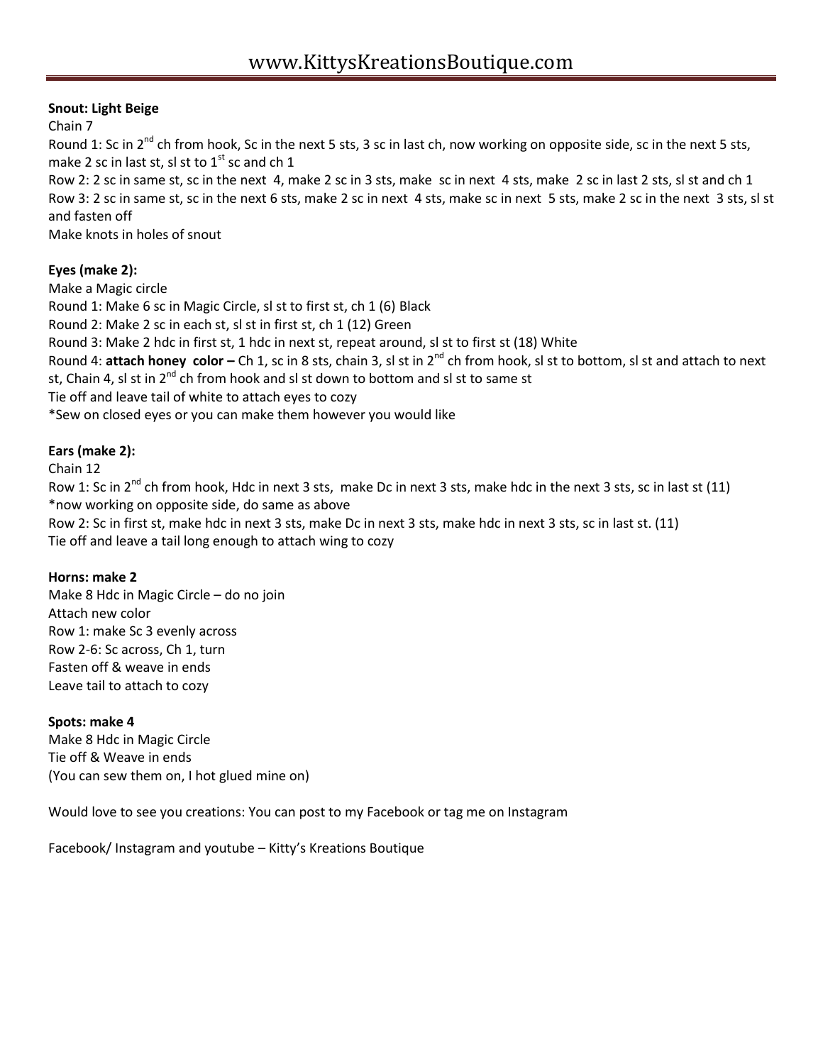**Snout: Light Beige**

Chain 7

Round 1: Sc in 2nd ch from hook, Sc in the next 5 sts, 3 sc in last ch, now working on opposite side, sc in the next 5 sts, make 2 sc in last st, sl st to 1st sc and ch 1

Row 2: 2 sc in same st, sc in the next 4, make 2 sc in 3 sts, make sc in next 4 sts, make 2 sc in last 2 sts, sl st and ch 1

Row 3: 2 sc in same st, sc in the next 6 sts, make 2 sc in next 4 sts, make sc in next 5 sts, make 2 sc in the next 3 sts, sl st and fasten off

Make knots in holes of snout

**Eyes (make 2):**

Make a Magic circle

Round 1: Make 6 sc in Magic Circle, sl st to first st, ch 1 (6) Black

Round 2: Make 2 sc in each st, sl st in first st, ch 1 (12) Green

Round 3: Make 2 hdc in first st, 1 hdc in next st, repeat around, sl st to first st (18) White

Round 4: **attach honey color –** Ch 1, sc in 8 sts, chain 3, sl st in 2nd ch from hook, sl st to bottom, sl st and attach to next st, Chain 4, sl st in 2nd ch from hook and sl st down to bottom and sl st to same st

Tie off and leave tail of white to attach eyes to cozy

*Sew on closed eyes or you can make them however you would like

**Ears (make 2):**

Chain 12

Row 1: Sc in 2nd ch from hook, Hdc in next 3 sts, make Dc in next 3 sts, make hdc in the next 3 sts, sc in last st (11)

*now working on opposite side, do same as above

Row 2: Sc in first st, make hdc in next 3 sts, make Dc in next 3 sts, make hdc in next 3 sts, sc in last st. (11)

Tie off and leave a tail long enough to attach wing to cozy

**Horns: make 2**

Make 8 Hdc in Magic Circle – do no join

Attach new color

Row 1: make Sc 3 evenly across

Row 2-6: Sc across, Ch 1, turn

Fasten off & weave in ends

Leave tail to attach to cozy

**Spots: make 4**

Make 8 Hdc in Magic Circle

Tie off & Weave in ends

(You can sew them on, I hot glued mine on)

Would love to see you creations: You can post to my Facebook or tag me on Instagram

Facebook/ Instagram and youtube – Kitty's Kreations Boutique